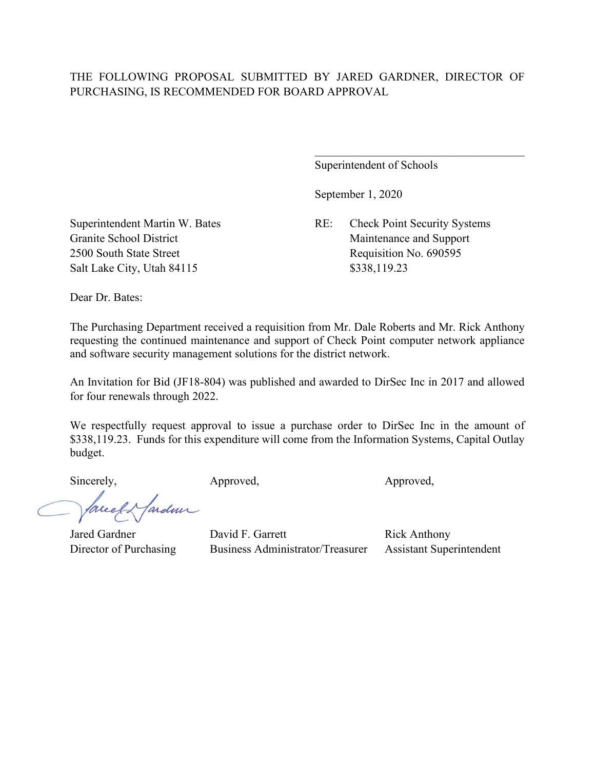THE FOLLOWING PROPOSAL SUBMITTED BY JARED GARDNER, DIRECTOR OF PURCHASING, IS RECOMMENDED FOR BOARD APPROVAL

\_\_\_\_\_\_\_\_\_\_\_\_\_\_\_\_\_\_\_\_\_\_\_\_\_\_\_\_\_\_\_\_\_\_\_\_

Superintendent of Schools

September 1, 2020

Superintendent Martin W. Bates
Granite School District
2500 South State Street
Salt Lake City, Utah 84115

RE: Check Point Security Systems
Maintenance and Support
Requisition No. 690595
$338,119.23

Dear Dr. Bates:

The Purchasing Department received a requisition from Mr. Dale Roberts and Mr. Rick Anthony requesting the continued maintenance and support of Check Point computer network appliance and software security management solutions for the district network.

An Invitation for Bid (JF18-804) was published and awarded to DirSec Inc in 2017 and allowed for four renewals through 2022.

We respectfully request approval to issue a purchase order to DirSec Inc in the amount of $338,119.23. Funds for this expenditure will come from the Information Systems, Capital Outlay budget.

| Sincerely, | Approved, | Approved, |
|---|---|---|
| Jared Gardner | David F. Garrett | Rick Anthony |
| Director of Purchasing | Business Administrator/Treasurer | Assistant Superintendent |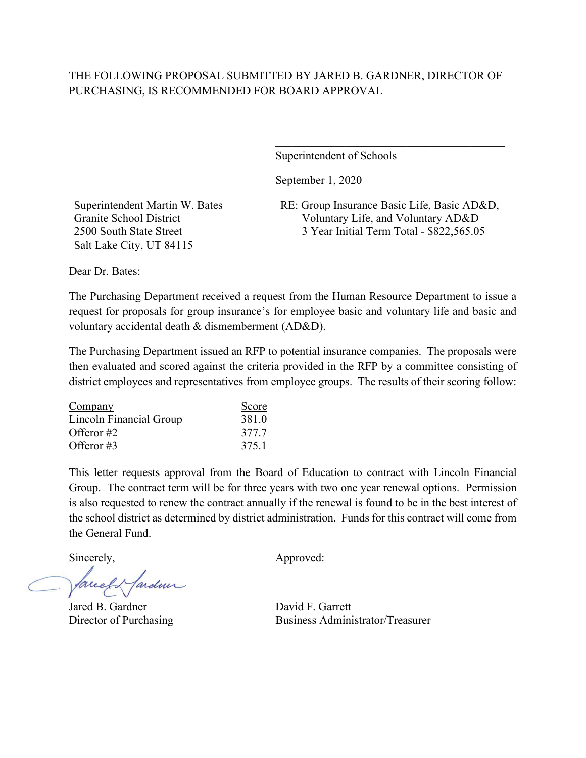THE FOLLOWING PROPOSAL SUBMITTED BY JARED B. GARDNER, DIRECTOR OF PURCHASING, IS RECOMMENDED FOR BOARD APPROVAL

\_\_\_\_\_\_\_\_\_\_\_\_\_\_\_\_\_\_\_\_\_\_\_\_\_\_\_\_\_\_\_\_\_\_\_\_\_\_\_\_

Superintendent of Schools

September 1, 2020

Superintendent Martin W. Bates
Granite School District
2500 South State Street
Salt Lake City, UT 84115

RE: Group Insurance Basic Life, Basic AD&D, Voluntary Life, and Voluntary AD&D
3 Year Initial Term Total - $822,565.05

Dear Dr. Bates:

The Purchasing Department received a request from the Human Resource Department to issue a request for proposals for group insurance's for employee basic and voluntary life and basic and voluntary accidental death & dismemberment (AD&D).

The Purchasing Department issued an RFP to potential insurance companies. The proposals were then evaluated and scored against the criteria provided in the RFP by a committee consisting of district employees and representatives from employee groups. The results of their scoring follow:

| Company | Score |
|---|---|
| Lincoln Financial Group | 381.0 |
| Offeror #2 | 377.7 |
| Offeror #3 | 375.1 |

This letter requests approval from the Board of Education to contract with Lincoln Financial Group. The contract term will be for three years with two one year renewal options. Permission is also requested to renew the contract annually if the renewal is found to be in the best interest of the school district as determined by district administration. Funds for this contract will come from the General Fund.

Sincerely,

Jared B. Gardner
Director of Purchasing

Approved:

David F. Garrett
Business Administrator/Treasurer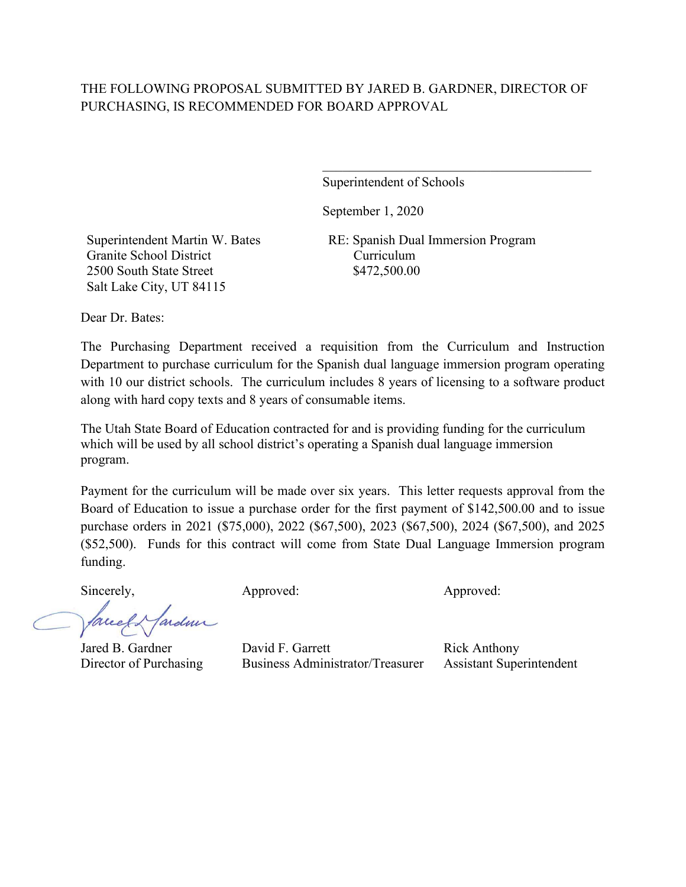THE FOLLOWING PROPOSAL SUBMITTED BY JARED B. GARDNER, DIRECTOR OF PURCHASING, IS RECOMMENDED FOR BOARD APPROVAL

\_\_\_\_\_\_\_\_\_\_\_\_\_\_\_\_\_\_\_\_\_\_\_\_\_\_\_\_\_\_\_\_\_\_\_\_\_\_\_\_

Superintendent of Schools

September 1, 2020

Superintendent Martin W. Bates
Granite School District
2500 South State Street
Salt Lake City, UT 84115

RE: Spanish Dual Immersion Program
Curriculum
$472,500.00

Dear Dr. Bates:

The Purchasing Department received a requisition from the Curriculum and Instruction Department to purchase curriculum for the Spanish dual language immersion program operating with 10 our district schools. The curriculum includes 8 years of licensing to a software product along with hard copy texts and 8 years of consumable items.

The Utah State Board of Education contracted for and is providing funding for the curriculum which will be used by all school district's operating a Spanish dual language immersion program.

Payment for the curriculum will be made over six years. This letter requests approval from the Board of Education to issue a purchase order for the first payment of $142,500.00 and to issue purchase orders in 2021 ($75,000), 2022 ($67,500), 2023 ($67,500), 2024 ($67,500), and 2025 ($52,500). Funds for this contract will come from State Dual Language Immersion program funding.

Sincerely,

Jared B. Gardner
Director of Purchasing

Approved:

David F. Garrett
Business Administrator/Treasurer

Approved:

Rick Anthony
Assistant Superintendent